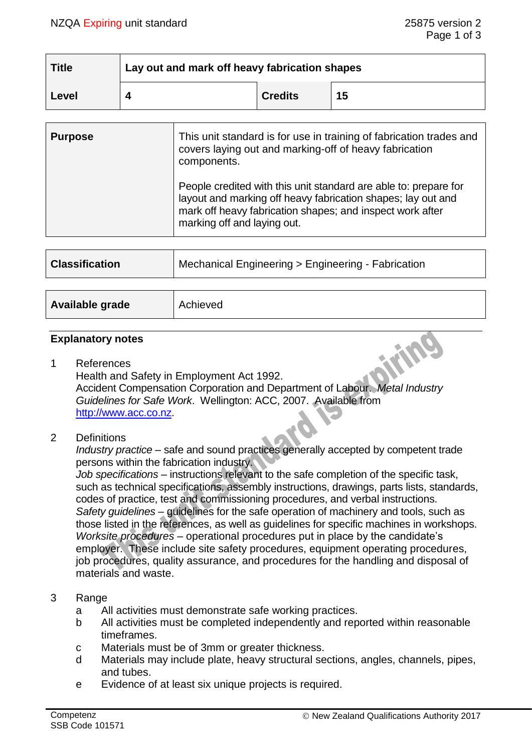| Title | Lay out and mark off heavy fabrication shapes | | |
|---|---|---|---|
| Level | 4 | Credits | 15 |

| Purpose | This unit standard is for use in training of fabrication trades and covers laying out and marking-off of heavy fabrication components.<br><br>People credited with this unit standard are able to: prepare for layout and marking off heavy fabrication shapes; lay out and mark off heavy fabrication shapes; and inspect work after marking off and laying out. |
|---|---|

| Classification | Mechanical Engineering > Engineering - Fabrication |
|---|---|

| Available grade | Achieved |
|---|---|

## Explanatory notes

1 References
Health and Safety in Employment Act 1992.
Accident Compensation Corporation and Department of Labour. *Metal Industry Guidelines for Safe Work*. Wellington: ACC, 2007. Available from http://www.acc.co.nz.

2 Definitions
*Industry practice* – safe and sound practices generally accepted by competent trade persons within the fabrication industry.
*Job specifications* – instructions relevant to the safe completion of the specific task, such as technical specifications, assembly instructions, drawings, parts lists, standards, codes of practice, test and commissioning procedures, and verbal instructions.
*Safety guidelines* – guidelines for the safe operation of machinery and tools, such as those listed in the references, as well as guidelines for specific machines in workshops.
*Worksite procedures* – operational procedures put in place by the candidate's employer. These include site safety procedures, equipment operating procedures, job procedures, quality assurance, and procedures for the handling and disposal of materials and waste.

3 Range
  a All activities must demonstrate safe working practices.
  b All activities must be completed independently and reported within reasonable timeframes.
  c Materials must be of 3mm or greater thickness.
  d Materials may include plate, heavy structural sections, angles, channels, pipes, and tubes.
  e Evidence of at least six unique projects is required.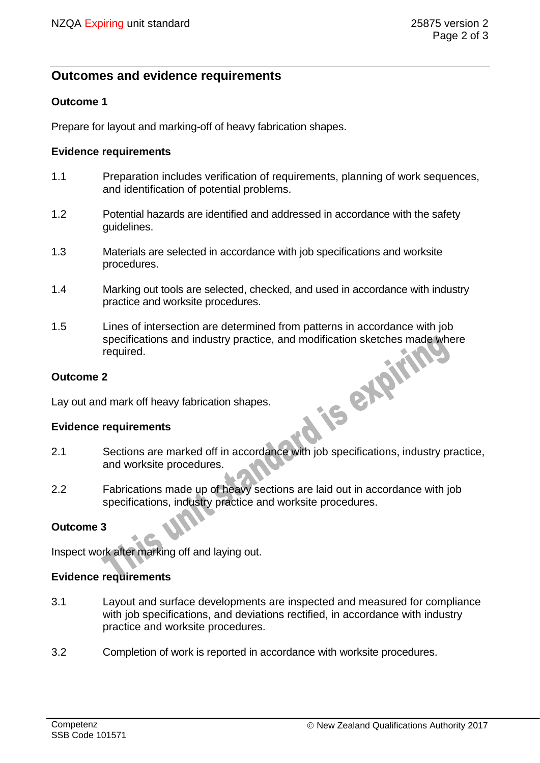## Outcomes and evidence requirements

### Outcome 1

Prepare for layout and marking-off of heavy fabrication shapes.

#### Evidence requirements

1.1 Preparation includes verification of requirements, planning of work sequences, and identification of potential problems.

1.2 Potential hazards are identified and addressed in accordance with the safety guidelines.

1.3 Materials are selected in accordance with job specifications and worksite procedures.

1.4 Marking out tools are selected, checked, and used in accordance with industry practice and worksite procedures.

1.5 Lines of intersection are determined from patterns in accordance with job specifications and industry practice, and modification sketches made where required.

### Outcome 2

Lay out and mark off heavy fabrication shapes.

#### Evidence requirements

2.1 Sections are marked off in accordance with job specifications, industry practice, and worksite procedures.

2.2 Fabrications made up of heavy sections are laid out in accordance with job specifications, industry practice and worksite procedures.

### Outcome 3

Inspect work after marking off and laying out.

#### Evidence requirements

3.1 Layout and surface developments are inspected and measured for compliance with job specifications, and deviations rectified, in accordance with industry practice and worksite procedures.

3.2 Completion of work is reported in accordance with worksite procedures.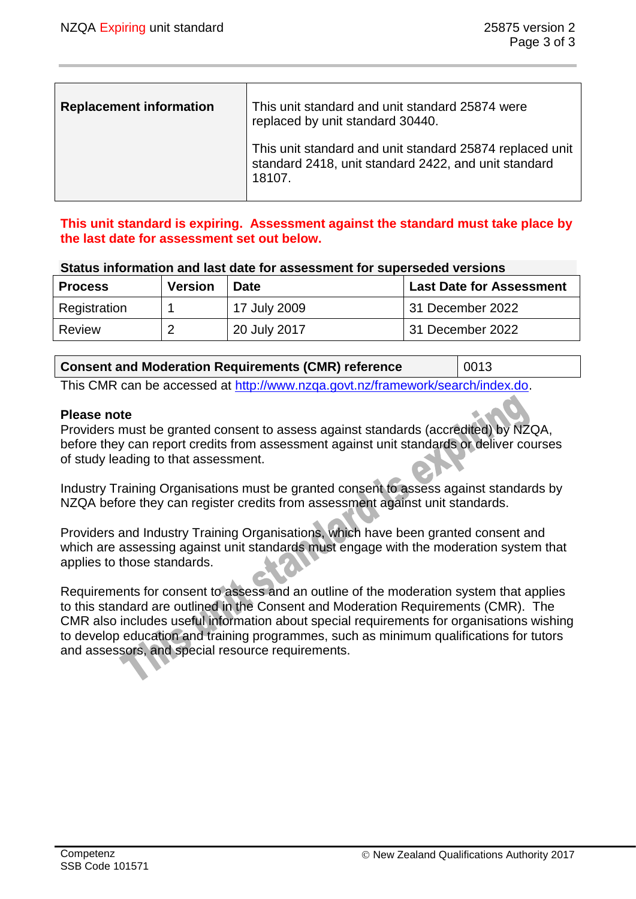| | |
|---|---|
| **Replacement information** | This unit standard and unit standard 25874 were replaced by unit standard 30440.<br><br>This unit standard and unit standard 25874 replaced unit standard 2418, unit standard 2422, and unit standard 18107. |

**This unit standard is expiring. Assessment against the standard must take place by the last date for assessment set out below.**

**Status information and last date for assessment for superseded versions**

| Process | Version | Date | Last Date for Assessment |
|---|---|---|---|
| Registration | 1 | 17 July 2009 | 31 December 2022 |
| Review | 2 | 20 July 2017 | 31 December 2022 |

| | |
|---|---|
| **Consent and Moderation Requirements (CMR) reference** | 0013 |

This CMR can be accessed at http://www.nzqa.govt.nz/framework/search/index.do.

**Please note**

Providers must be granted consent to assess against standards (accredited) by NZQA, before they can report credits from assessment against unit standards or deliver courses of study leading to that assessment.

Industry Training Organisations must be granted consent to assess against standards by NZQA before they can register credits from assessment against unit standards.

Providers and Industry Training Organisations, which have been granted consent and which are assessing against unit standards must engage with the moderation system that applies to those standards.

Requirements for consent to assess and an outline of the moderation system that applies to this standard are outlined in the Consent and Moderation Requirements (CMR). The CMR also includes useful information about special requirements for organisations wishing to develop education and training programmes, such as minimum qualifications for tutors and assessors, and special resource requirements.